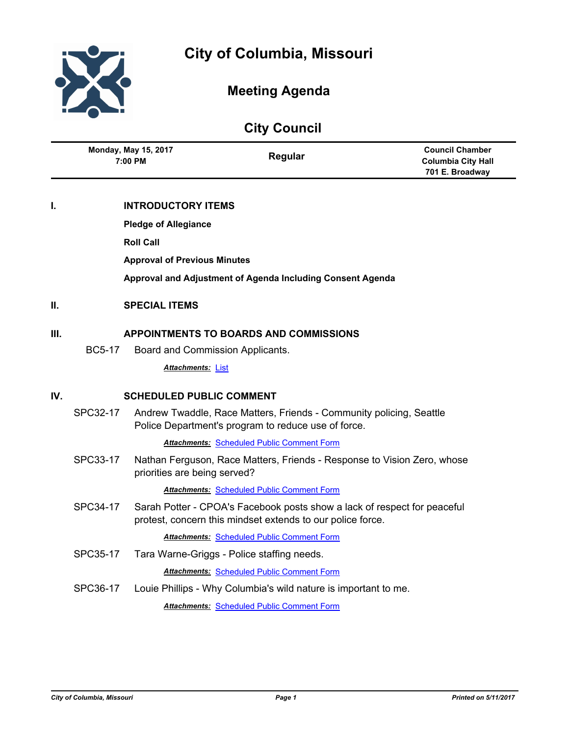# City of Columbia, Missouri

## Meeting Agenda

## City Council

| Monday, May 15, 2017 7:00 PM | Regular | Council Chamber Columbia City Hall 701 E. Broadway |
|---|---|---|

## I. INTRODUCTORY ITEMS

**Pledge of Allegiance**

**Roll Call**

**Approval of Previous Minutes**

**Approval and Adjustment of Agenda Including Consent Agenda**

## II. SPECIAL ITEMS

## III. APPOINTMENTS TO BOARDS AND COMMISSIONS

BC5-17 Board and Commission Applicants.

***Attachments:*** List

## IV. SCHEDULED PUBLIC COMMENT

SPC32-17 Andrew Twaddle, Race Matters, Friends - Community policing, Seattle Police Department's program to reduce use of force.

***Attachments:*** Scheduled Public Comment Form

SPC33-17 Nathan Ferguson, Race Matters, Friends - Response to Vision Zero, whose priorities are being served?

***Attachments:*** Scheduled Public Comment Form

SPC34-17 Sarah Potter - CPOA's Facebook posts show a lack of respect for peaceful protest, concern this mindset extends to our police force.

***Attachments:*** Scheduled Public Comment Form

SPC35-17 Tara Warne-Griggs - Police staffing needs.

***Attachments:*** Scheduled Public Comment Form

SPC36-17 Louie Phillips - Why Columbia's wild nature is important to me.

***Attachments:*** Scheduled Public Comment Form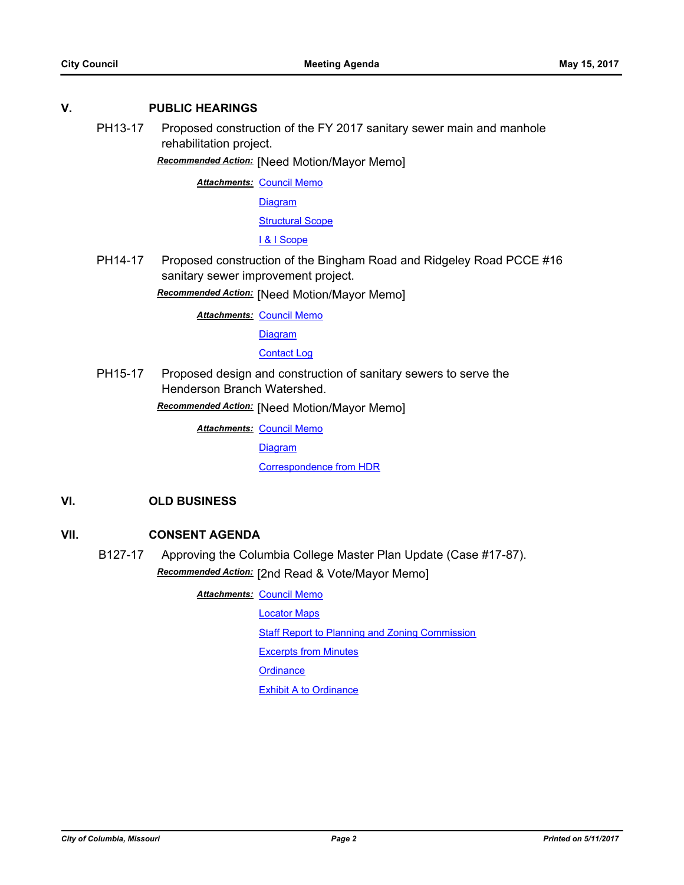## V. PUBLIC HEARINGS

**PH13-17** Proposed construction of the FY 2017 sanitary sewer main and manhole rehabilitation project.

***Recommended Action:*** [Need Motion/Mayor Memo]

***Attachments:*** Council Memo
Diagram
Structural Scope
I & I Scope

**PH14-17** Proposed construction of the Bingham Road and Ridgeley Road PCCE #16 sanitary sewer improvement project.

***Recommended Action:*** [Need Motion/Mayor Memo]

***Attachments:*** Council Memo
Diagram
Contact Log

**PH15-17** Proposed design and construction of sanitary sewers to serve the Henderson Branch Watershed.

***Recommended Action:*** [Need Motion/Mayor Memo]

***Attachments:*** Council Memo
Diagram
Correspondence from HDR

## VI. OLD BUSINESS

## VII. CONSENT AGENDA

**B127-17** Approving the Columbia College Master Plan Update (Case #17-87).

***Recommended Action:*** [2nd Read & Vote/Mayor Memo]

***Attachments:*** Council Memo
Locator Maps
Staff Report to Planning and Zoning Commission
Excerpts from Minutes
Ordinance
Exhibit A to Ordinance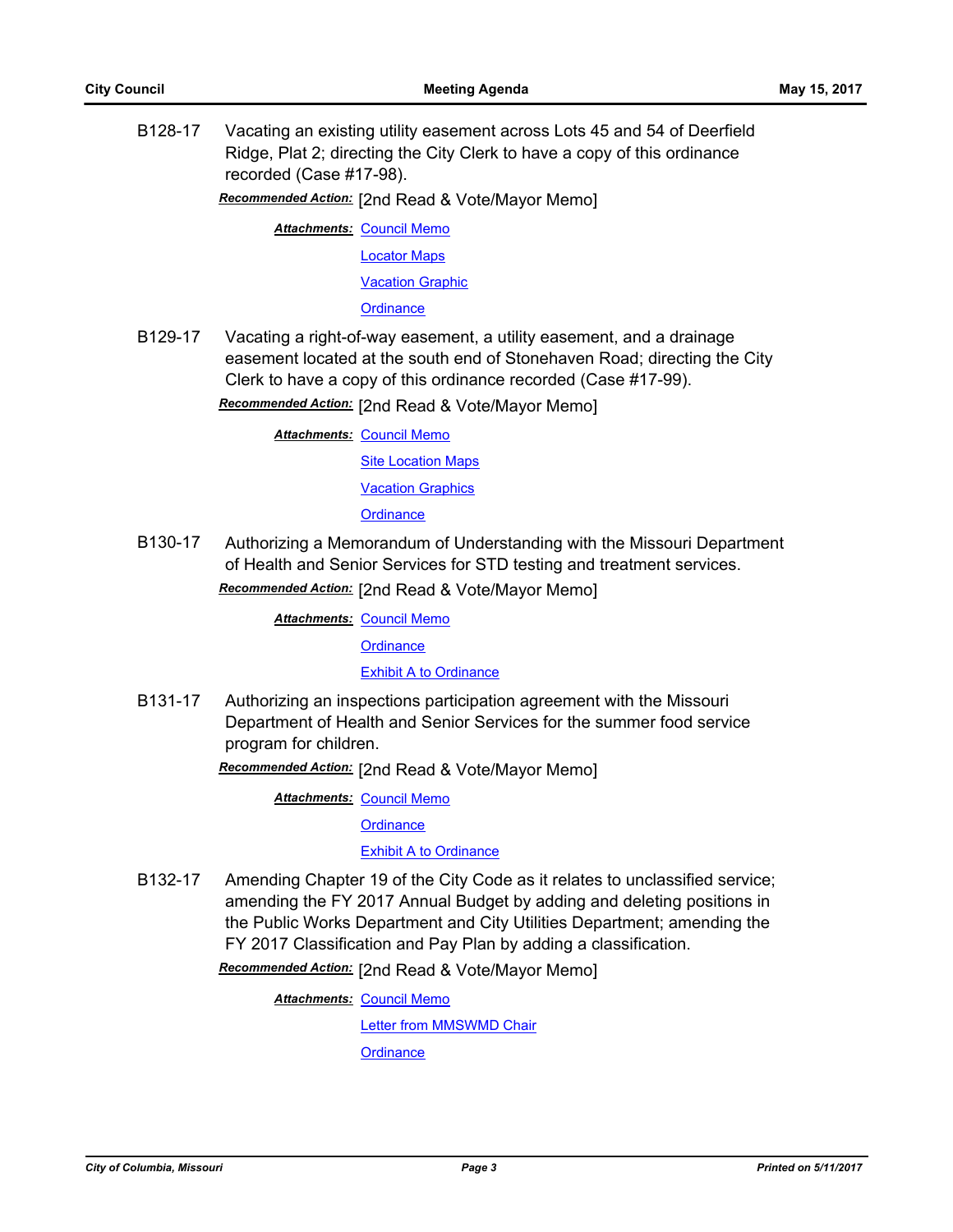**B128-17** Vacating an existing utility easement across Lots 45 and 54 of Deerfield Ridge, Plat 2; directing the City Clerk to have a copy of this ordinance recorded (Case #17-98).

***Recommended Action:*** [2nd Read & Vote/Mayor Memo]

***Attachments:*** Council Memo
Locator Maps
Vacation Graphic
Ordinance

**B129-17** Vacating a right-of-way easement, a utility easement, and a drainage easement located at the south end of Stonehaven Road; directing the City Clerk to have a copy of this ordinance recorded (Case #17-99).

***Recommended Action:*** [2nd Read & Vote/Mayor Memo]

***Attachments:*** Council Memo
Site Location Maps
Vacation Graphics
Ordinance

**B130-17** Authorizing a Memorandum of Understanding with the Missouri Department of Health and Senior Services for STD testing and treatment services.

***Recommended Action:*** [2nd Read & Vote/Mayor Memo]

***Attachments:*** Council Memo
Ordinance
Exhibit A to Ordinance

**B131-17** Authorizing an inspections participation agreement with the Missouri Department of Health and Senior Services for the summer food service program for children.

***Recommended Action:*** [2nd Read & Vote/Mayor Memo]

***Attachments:*** Council Memo
Ordinance
Exhibit A to Ordinance

**B132-17** Amending Chapter 19 of the City Code as it relates to unclassified service; amending the FY 2017 Annual Budget by adding and deleting positions in the Public Works Department and City Utilities Department; amending the FY 2017 Classification and Pay Plan by adding a classification.

***Recommended Action:*** [2nd Read & Vote/Mayor Memo]

***Attachments:*** Council Memo
Letter from MMSWMD Chair
Ordinance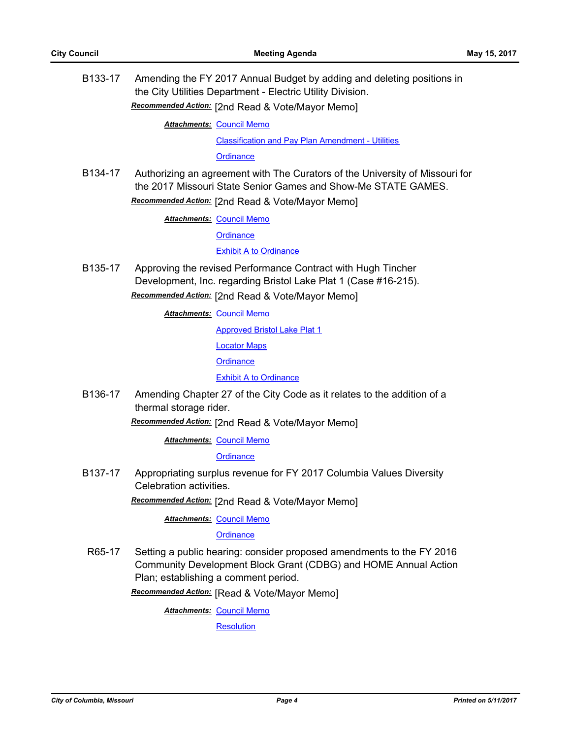**B133-17** Amending the FY 2017 Annual Budget by adding and deleting positions in the City Utilities Department - Electric Utility Division.

***Recommended Action:*** [2nd Read & Vote/Mayor Memo]

***Attachments:*** Council Memo
Classification and Pay Plan Amendment - Utilities
Ordinance

**B134-17** Authorizing an agreement with The Curators of the University of Missouri for the 2017 Missouri State Senior Games and Show-Me STATE GAMES.

***Recommended Action:*** [2nd Read & Vote/Mayor Memo]

***Attachments:*** Council Memo
Ordinance
Exhibit A to Ordinance

**B135-17** Approving the revised Performance Contract with Hugh Tincher Development, Inc. regarding Bristol Lake Plat 1 (Case #16-215).

***Recommended Action:*** [2nd Read & Vote/Mayor Memo]

***Attachments:*** Council Memo
Approved Bristol Lake Plat 1
Locator Maps
Ordinance
Exhibit A to Ordinance

**B136-17** Amending Chapter 27 of the City Code as it relates to the addition of a thermal storage rider.

***Recommended Action:*** [2nd Read & Vote/Mayor Memo]

***Attachments:*** Council Memo
Ordinance

**B137-17** Appropriating surplus revenue for FY 2017 Columbia Values Diversity Celebration activities.

***Recommended Action:*** [2nd Read & Vote/Mayor Memo]

***Attachments:*** Council Memo
Ordinance

**R65-17** Setting a public hearing: consider proposed amendments to the FY 2016 Community Development Block Grant (CDBG) and HOME Annual Action Plan; establishing a comment period.

***Recommended Action:*** [Read & Vote/Mayor Memo]

***Attachments:*** Council Memo
Resolution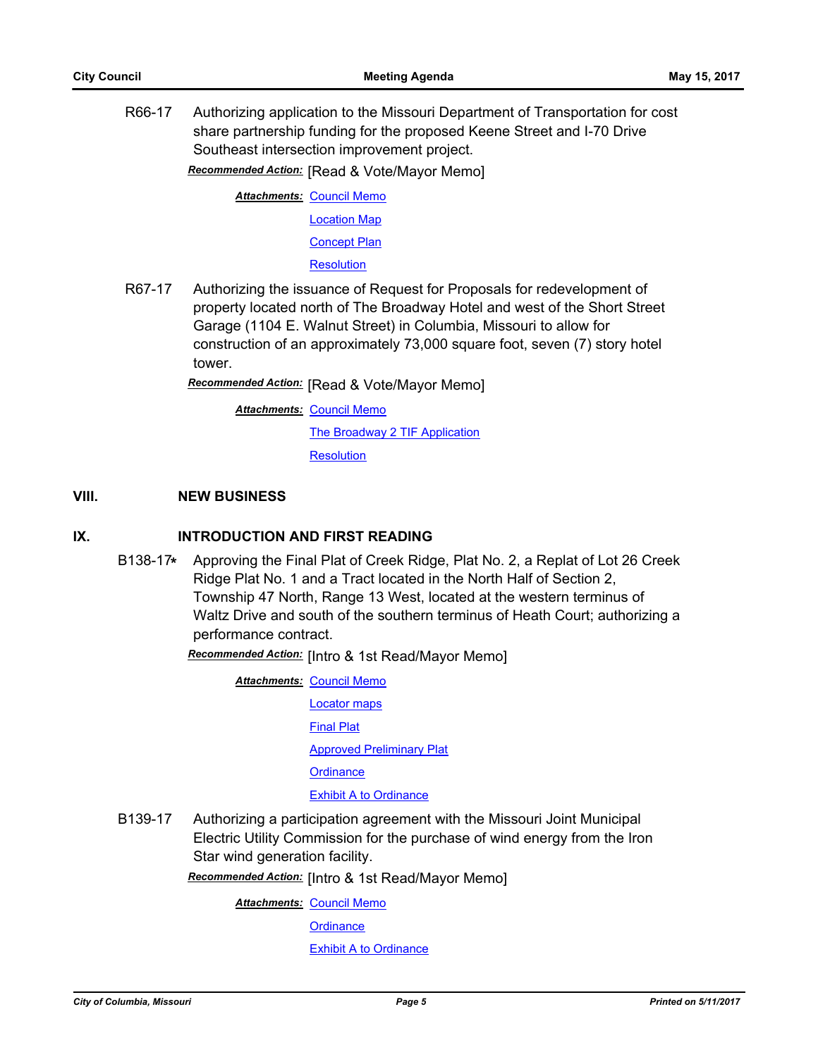R66-17 Authorizing application to the Missouri Department of Transportation for cost share partnership funding for the proposed Keene Street and I-70 Drive Southeast intersection improvement project.

***Recommended Action:*** [Read & Vote/Mayor Memo]

***Attachments:*** Council Memo

Location Map

Concept Plan

Resolution

R67-17 Authorizing the issuance of Request for Proposals for redevelopment of property located north of The Broadway Hotel and west of the Short Street Garage (1104 E. Walnut Street) in Columbia, Missouri to allow for construction of an approximately 73,000 square foot, seven (7) story hotel tower.

***Recommended Action:*** [Read & Vote/Mayor Memo]

***Attachments:*** Council Memo

The Broadway 2 TIF Application

Resolution

## VIII. NEW BUSINESS

## IX. INTRODUCTION AND FIRST READING

B138-17* Approving the Final Plat of Creek Ridge, Plat No. 2, a Replat of Lot 26 Creek Ridge Plat No. 1 and a Tract located in the North Half of Section 2, Township 47 North, Range 13 West, located at the western terminus of Waltz Drive and south of the southern terminus of Heath Court; authorizing a performance contract.

***Recommended Action:*** [Intro & 1st Read/Mayor Memo]

***Attachments:*** Council Memo

Locator maps

Final Plat

Approved Preliminary Plat

Ordinance

Exhibit A to Ordinance

B139-17 Authorizing a participation agreement with the Missouri Joint Municipal Electric Utility Commission for the purchase of wind energy from the Iron Star wind generation facility.

***Recommended Action:*** [Intro & 1st Read/Mayor Memo]

***Attachments:*** Council Memo

Ordinance

Exhibit A to Ordinance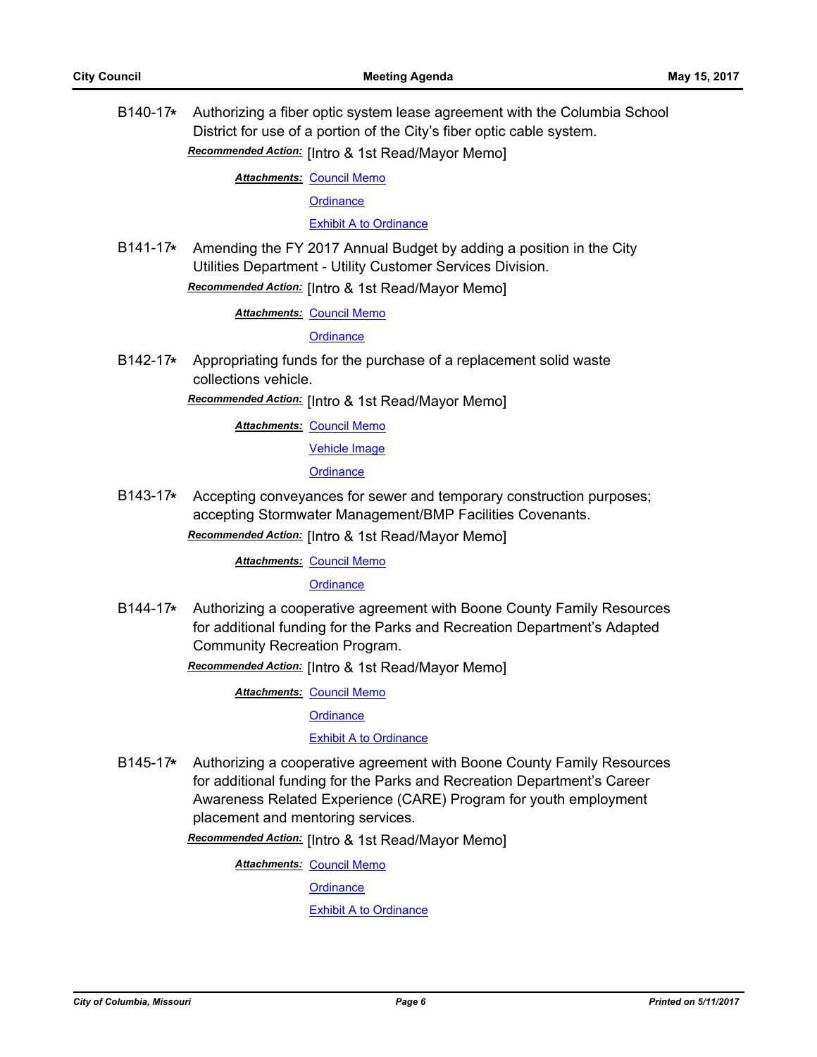B140-17* Authorizing a fiber optic system lease agreement with the Columbia School District for use of a portion of the City's fiber optic cable system.

***Recommended Action:*** [Intro & 1st Read/Mayor Memo]

***Attachments:*** Council Memo

Ordinance

Exhibit A to Ordinance

B141-17* Amending the FY 2017 Annual Budget by adding a position in the City Utilities Department - Utility Customer Services Division.

***Recommended Action:*** [Intro & 1st Read/Mayor Memo]

***Attachments:*** Council Memo

Ordinance

B142-17* Appropriating funds for the purchase of a replacement solid waste collections vehicle.

***Recommended Action:*** [Intro & 1st Read/Mayor Memo]

***Attachments:*** Council Memo

Vehicle Image

Ordinance

B143-17* Accepting conveyances for sewer and temporary construction purposes; accepting Stormwater Management/BMP Facilities Covenants.

***Recommended Action:*** [Intro & 1st Read/Mayor Memo]

***Attachments:*** Council Memo

Ordinance

B144-17* Authorizing a cooperative agreement with Boone County Family Resources for additional funding for the Parks and Recreation Department's Adapted Community Recreation Program.

***Recommended Action:*** [Intro & 1st Read/Mayor Memo]

***Attachments:*** Council Memo

Ordinance

Exhibit A to Ordinance

B145-17* Authorizing a cooperative agreement with Boone County Family Resources for additional funding for the Parks and Recreation Department's Career Awareness Related Experience (CARE) Program for youth employment placement and mentoring services.

***Recommended Action:*** [Intro & 1st Read/Mayor Memo]

***Attachments:*** Council Memo

Ordinance

Exhibit A to Ordinance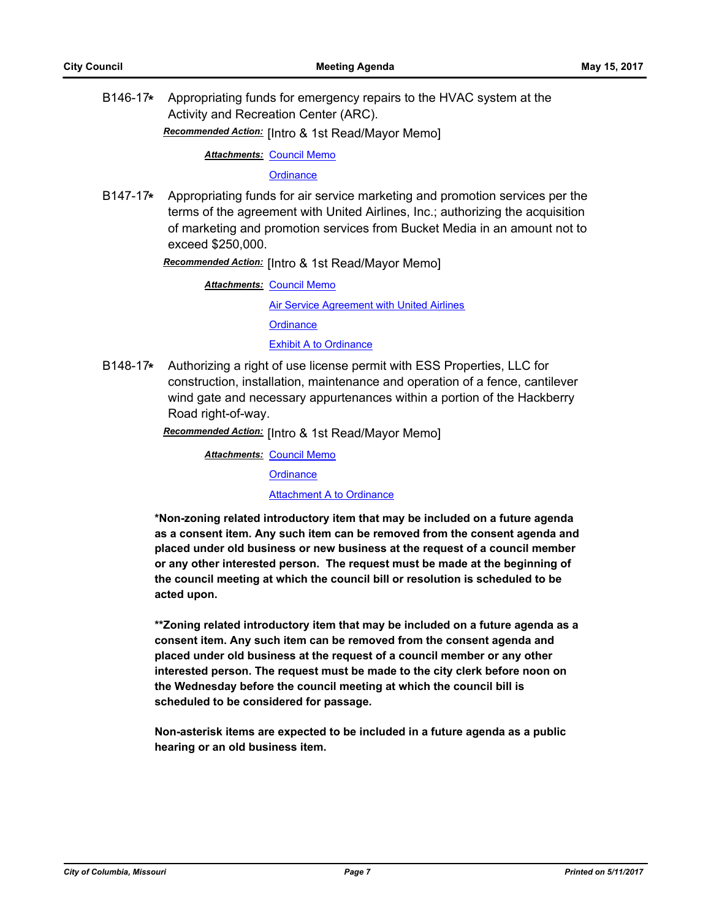B146-17* Appropriating funds for emergency repairs to the HVAC system at the Activity and Recreation Center (ARC).

***Recommended Action:*** [Intro & 1st Read/Mayor Memo]

***Attachments:*** Council Memo
Ordinance

B147-17* Appropriating funds for air service marketing and promotion services per the terms of the agreement with United Airlines, Inc.; authorizing the acquisition of marketing and promotion services from Bucket Media in an amount not to exceed $250,000.

***Recommended Action:*** [Intro & 1st Read/Mayor Memo]

***Attachments:*** Council Memo
Air Service Agreement with United Airlines
Ordinance
Exhibit A to Ordinance

B148-17* Authorizing a right of use license permit with ESS Properties, LLC for construction, installation, maintenance and operation of a fence, cantilever wind gate and necessary appurtenances within a portion of the Hackberry Road right-of-way.

***Recommended Action:*** [Intro & 1st Read/Mayor Memo]

***Attachments:*** Council Memo
Ordinance
Attachment A to Ordinance

**\*Non-zoning related introductory item that may be included on a future agenda as a consent item. Any such item can be removed from the consent agenda and placed under old business or new business at the request of a council member or any other interested person. The request must be made at the beginning of the council meeting at which the council bill or resolution is scheduled to be acted upon.**

**\*\*Zoning related introductory item that may be included on a future agenda as a consent item. Any such item can be removed from the consent agenda and placed under old business at the request of a council member or any other interested person. The request must be made to the city clerk before noon on the Wednesday before the council meeting at which the council bill is scheduled to be considered for passage.**

**Non-asterisk items are expected to be included in a future agenda as a public hearing or an old business item.**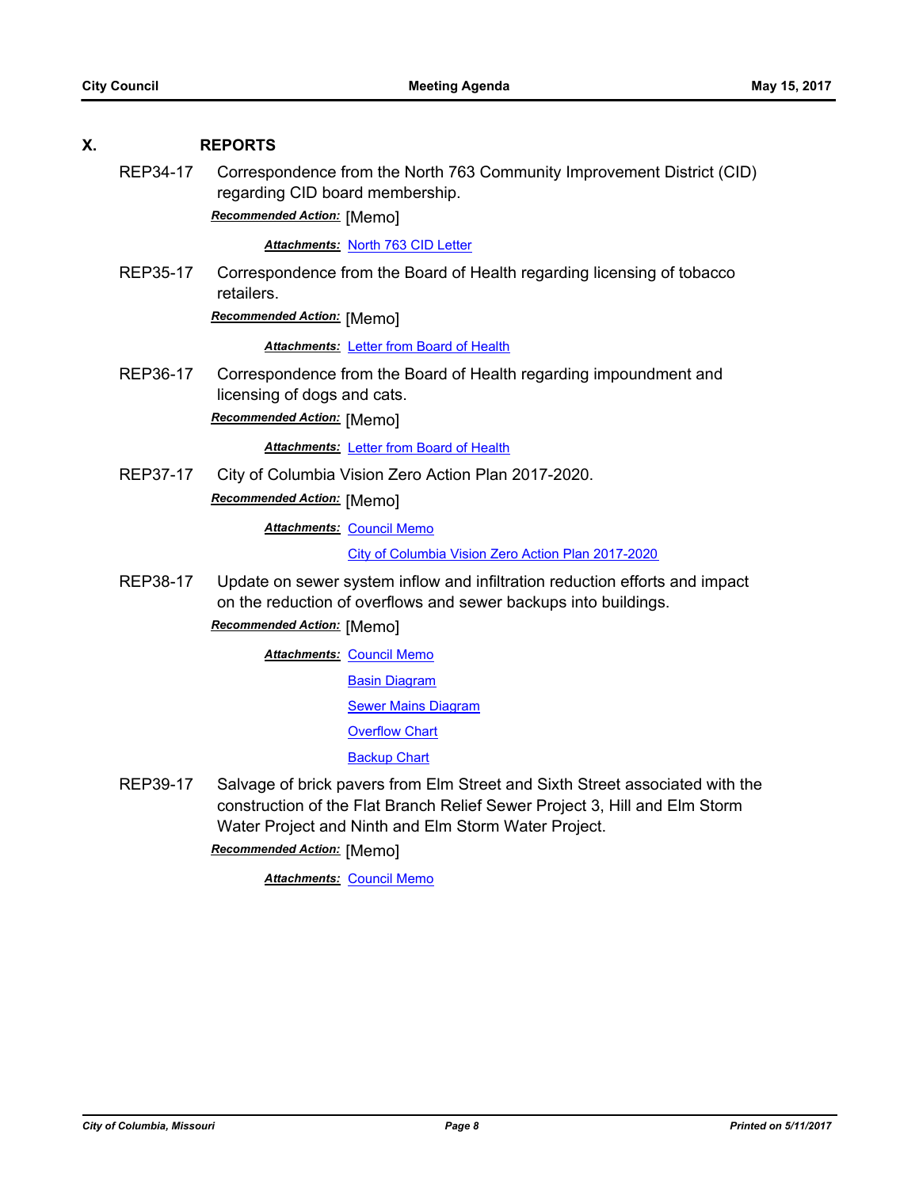## X. REPORTS

**REP34-17** Correspondence from the North 763 Community Improvement District (CID) regarding CID board membership.

***Recommended Action:*** [Memo]

***Attachments:*** North 763 CID Letter

**REP35-17** Correspondence from the Board of Health regarding licensing of tobacco retailers.

***Recommended Action:*** [Memo]

***Attachments:*** Letter from Board of Health

**REP36-17** Correspondence from the Board of Health regarding impoundment and licensing of dogs and cats.

***Recommended Action:*** [Memo]

***Attachments:*** Letter from Board of Health

**REP37-17** City of Columbia Vision Zero Action Plan 2017-2020.

***Recommended Action:*** [Memo]

***Attachments:*** Council Memo

City of Columbia Vision Zero Action Plan 2017-2020

**REP38-17** Update on sewer system inflow and infiltration reduction efforts and impact on the reduction of overflows and sewer backups into buildings.

***Recommended Action:*** [Memo]

***Attachments:*** Council Memo

Basin Diagram

Sewer Mains Diagram

Overflow Chart

Backup Chart

**REP39-17** Salvage of brick pavers from Elm Street and Sixth Street associated with the construction of the Flat Branch Relief Sewer Project 3, Hill and Elm Storm Water Project and Ninth and Elm Storm Water Project.

***Recommended Action:*** [Memo]

***Attachments:*** Council Memo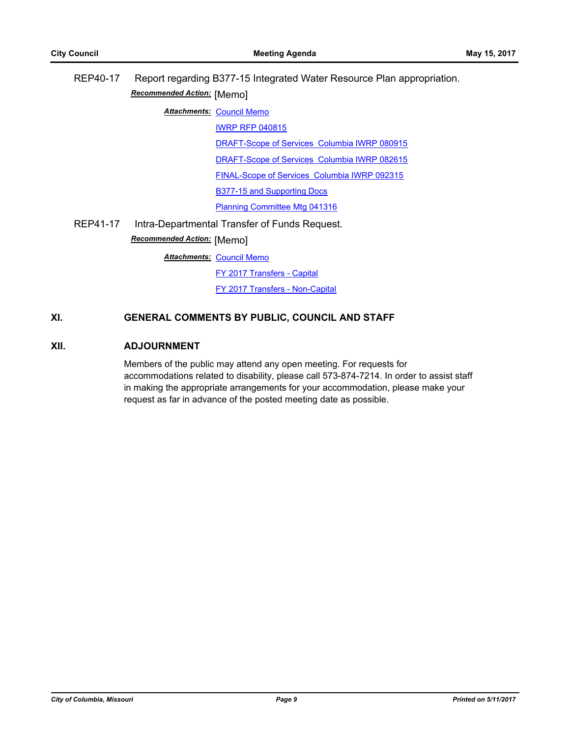REP40-17 Report regarding B377-15 Integrated Water Resource Plan appropriation.

***Recommended Action:*** [Memo]

***Attachments:*** Council Memo
IWRP RFP 040815
DRAFT-Scope of Services Columbia IWRP 080915
DRAFT-Scope of Services Columbia IWRP 082615
FINAL-Scope of Services Columbia IWRP 092315
B377-15 and Supporting Docs
Planning Committee Mtg 041316

REP41-17 Intra-Departmental Transfer of Funds Request.

***Recommended Action:*** [Memo]

***Attachments:*** Council Memo
FY 2017 Transfers - Capital
FY 2017 Transfers - Non-Capital

## XI. GENERAL COMMENTS BY PUBLIC, COUNCIL AND STAFF

## XII. ADJOURNMENT

Members of the public may attend any open meeting. For requests for accommodations related to disability, please call 573-874-7214. In order to assist staff in making the appropriate arrangements for your accommodation, please make your request as far in advance of the posted meeting date as possible.